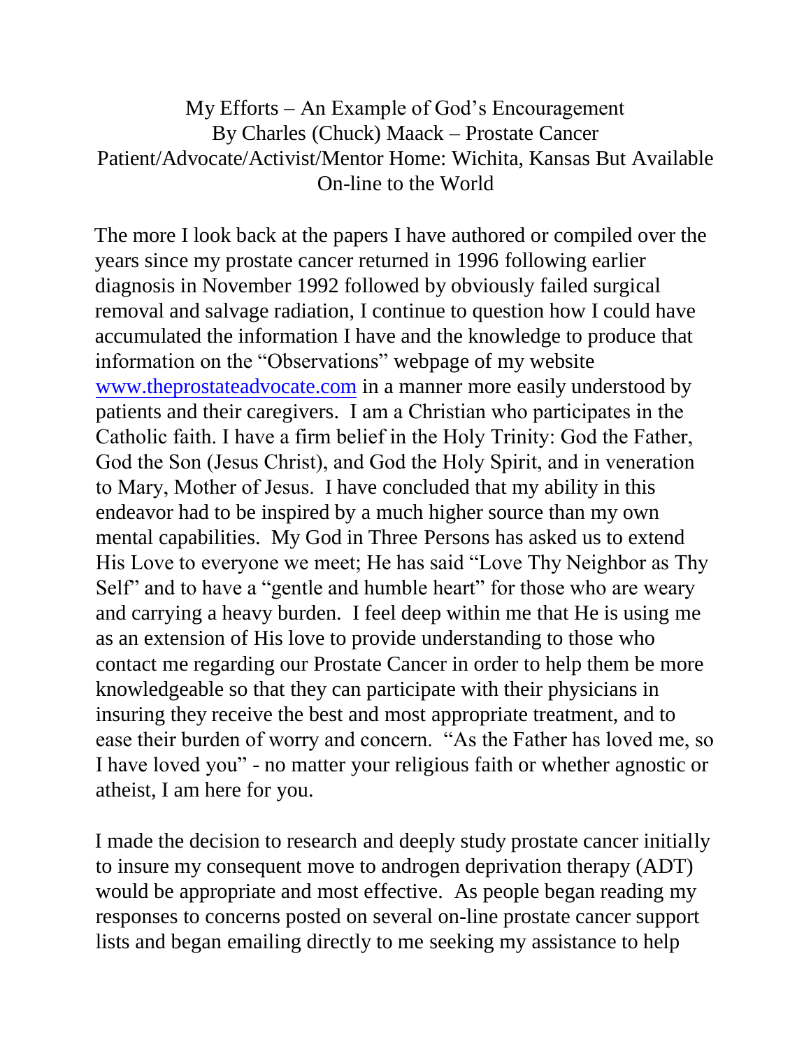# My Efforts – An Example of God's Encouragement

By Charles (Chuck) Maack – Prostate Cancer Patient/Advocate/Activist/Mentor Home: Wichita, Kansas But Available On-line to the World

The more I look back at the papers I have authored or compiled over the years since my prostate cancer returned in 1996 following earlier diagnosis in November 1992 followed by obviously failed surgical removal and salvage radiation, I continue to question how I could have accumulated the information I have and the knowledge to produce that information on the "Observations" webpage of my website www.theprostateadvocate.com in a manner more easily understood by patients and their caregivers. I am a Christian who participates in the Catholic faith. I have a firm belief in the Holy Trinity: God the Father, God the Son (Jesus Christ), and God the Holy Spirit, and in veneration to Mary, Mother of Jesus. I have concluded that my ability in this endeavor had to be inspired by a much higher source than my own mental capabilities. My God in Three Persons has asked us to extend His Love to everyone we meet; He has said "Love Thy Neighbor as Thy Self" and to have a "gentle and humble heart" for those who are weary and carrying a heavy burden. I feel deep within me that He is using me as an extension of His love to provide understanding to those who contact me regarding our Prostate Cancer in order to help them be more knowledgeable so that they can participate with their physicians in insuring they receive the best and most appropriate treatment, and to ease their burden of worry and concern. "As the Father has loved me, so I have loved you" - no matter your religious faith or whether agnostic or atheist, I am here for you.

I made the decision to research and deeply study prostate cancer initially to insure my consequent move to androgen deprivation therapy (ADT) would be appropriate and most effective. As people began reading my responses to concerns posted on several on-line prostate cancer support lists and began emailing directly to me seeking my assistance to help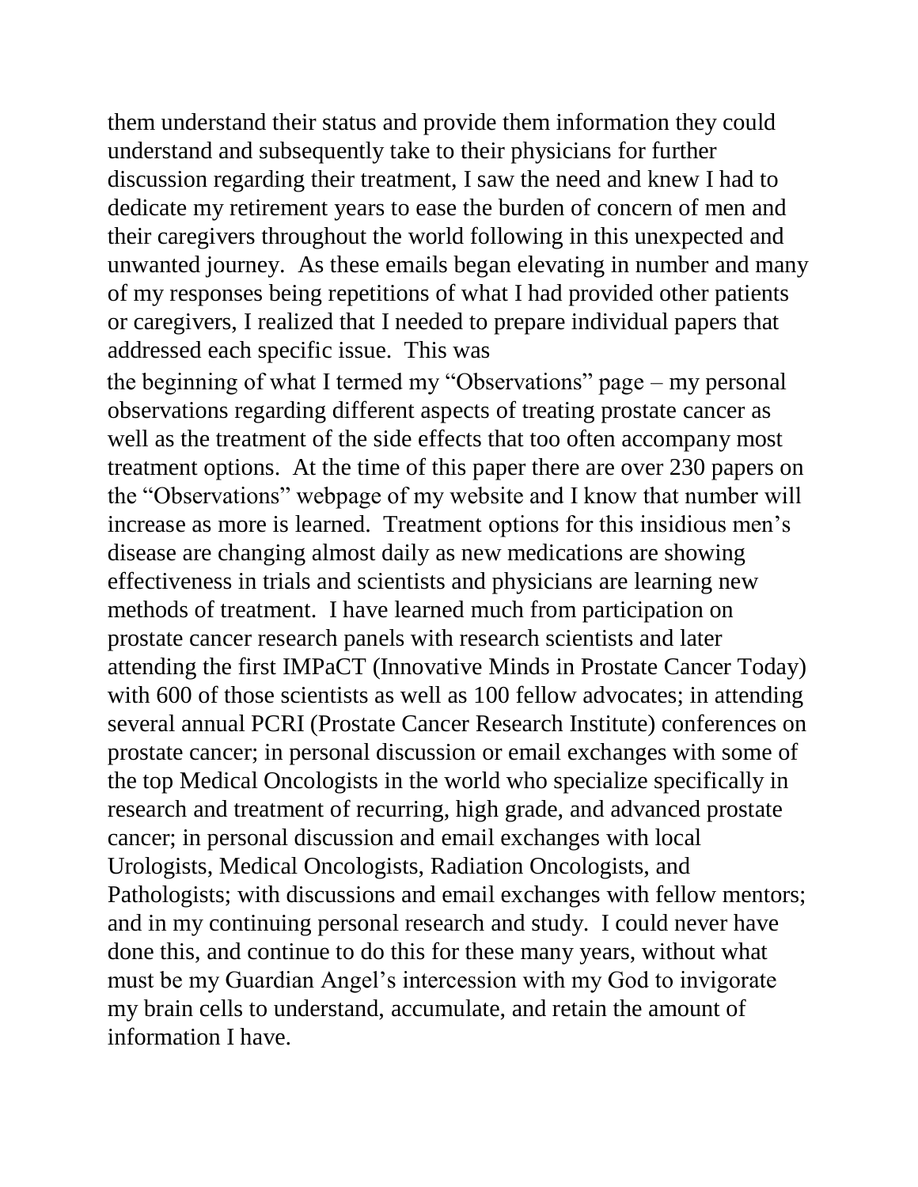them understand their status and provide them information they could understand and subsequently take to their physicians for further discussion regarding their treatment, I saw the need and knew I had to dedicate my retirement years to ease the burden of concern of men and their caregivers throughout the world following in this unexpected and unwanted journey. As these emails began elevating in number and many of my responses being repetitions of what I had provided other patients or caregivers, I realized that I needed to prepare individual papers that addressed each specific issue. This was the beginning of what I termed my "Observations" page – my personal observations regarding different aspects of treating prostate cancer as well as the treatment of the side effects that too often accompany most treatment options. At the time of this paper there are over 230 papers on the "Observations" webpage of my website and I know that number will increase as more is learned. Treatment options for this insidious men's disease are changing almost daily as new medications are showing effectiveness in trials and scientists and physicians are learning new methods of treatment. I have learned much from participation on prostate cancer research panels with research scientists and later attending the first IMPaCT (Innovative Minds in Prostate Cancer Today) with 600 of those scientists as well as 100 fellow advocates; in attending several annual PCRI (Prostate Cancer Research Institute) conferences on prostate cancer; in personal discussion or email exchanges with some of the top Medical Oncologists in the world who specialize specifically in research and treatment of recurring, high grade, and advanced prostate cancer; in personal discussion and email exchanges with local Urologists, Medical Oncologists, Radiation Oncologists, and Pathologists; with discussions and email exchanges with fellow mentors; and in my continuing personal research and study. I could never have done this, and continue to do this for these many years, without what must be my Guardian Angel's intercession with my God to invigorate my brain cells to understand, accumulate, and retain the amount of information I have.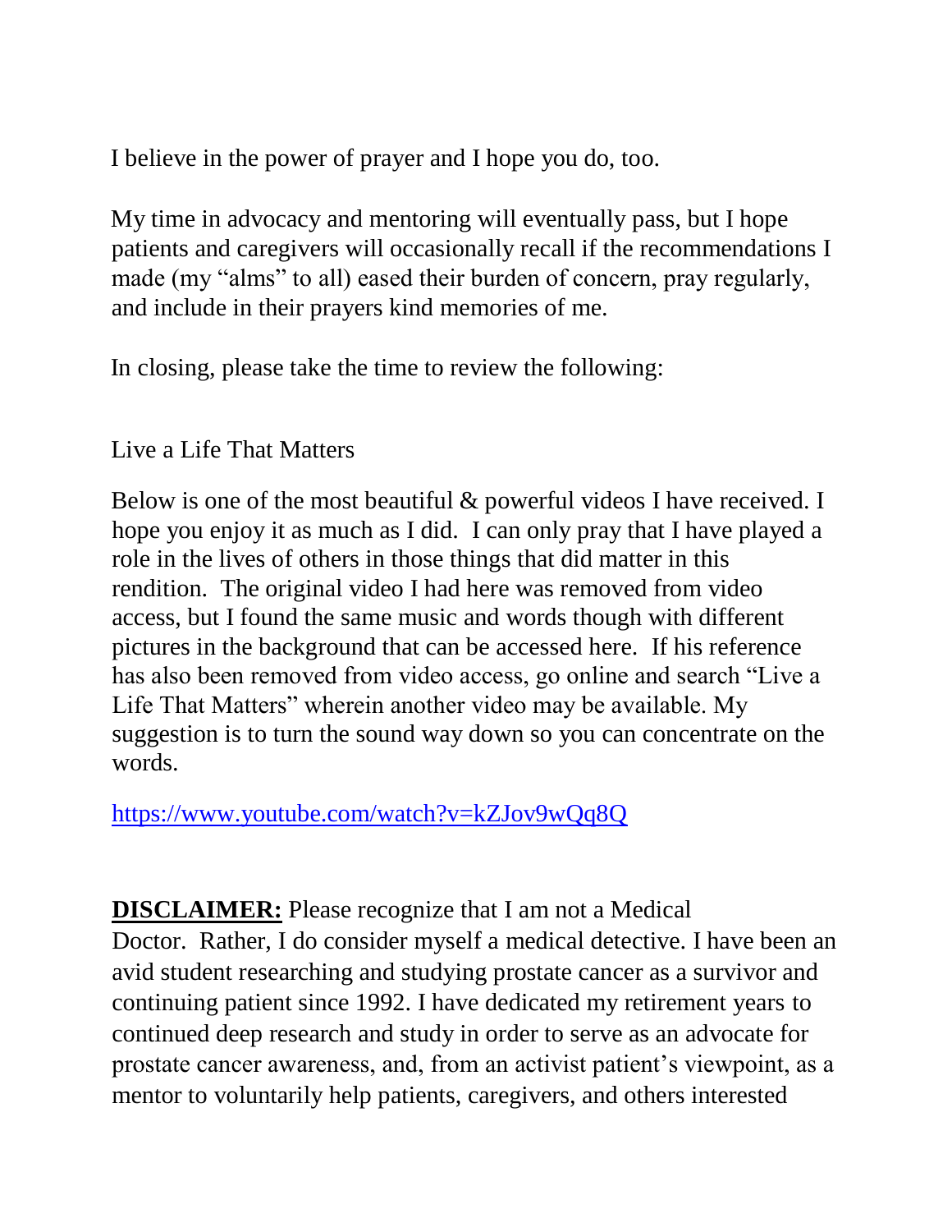I believe in the power of prayer and I hope you do, too.

My time in advocacy and mentoring will eventually pass, but I hope patients and caregivers will occasionally recall if the recommendations I made (my "alms" to all) eased their burden of concern, pray regularly, and include in their prayers kind memories of me.

In closing, please take the time to review the following:

Live a Life That Matters

Below is one of the most beautiful & powerful videos I have received. I hope you enjoy it as much as I did. I can only pray that I have played a role in the lives of others in those things that did matter in this rendition. The original video I had here was removed from video access, but I found the same music and words though with different pictures in the background that can be accessed here. If his reference has also been removed from video access, go online and search "Live a Life That Matters" wherein another video may be available. My suggestion is to turn the sound way down so you can concentrate on the words.

https://www.youtube.com/watch?v=kZJov9wQq8Q

**DISCLAIMER:** Please recognize that I am not a Medical Doctor. Rather, I do consider myself a medical detective. I have been an avid student researching and studying prostate cancer as a survivor and continuing patient since 1992. I have dedicated my retirement years to continued deep research and study in order to serve as an advocate for prostate cancer awareness, and, from an activist patient's viewpoint, as a mentor to voluntarily help patients, caregivers, and others interested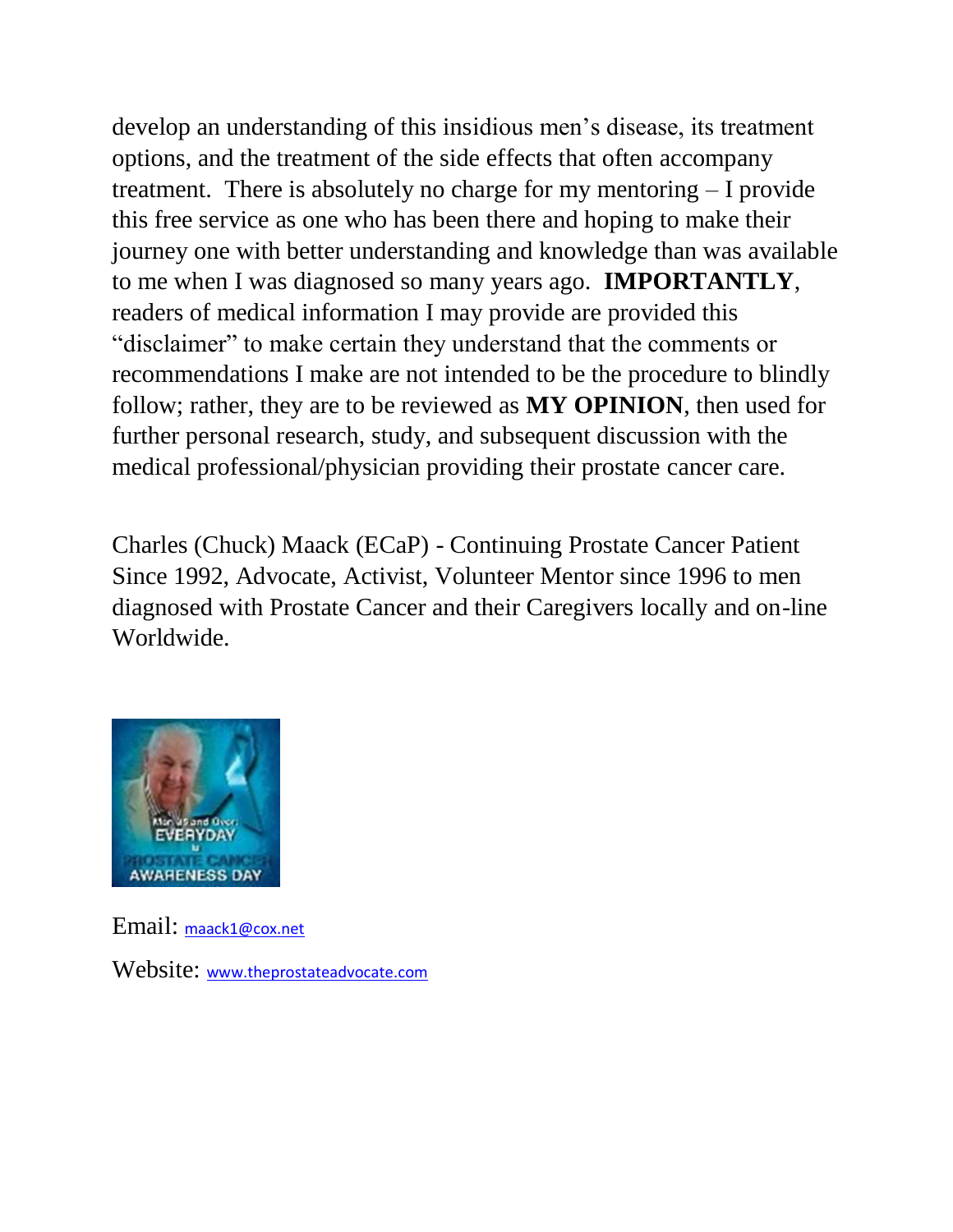develop an understanding of this insidious men's disease, its treatment options, and the treatment of the side effects that often accompany treatment. There is absolutely no charge for my mentoring – I provide this free service as one who has been there and hoping to make their journey one with better understanding and knowledge than was available to me when I was diagnosed so many years ago. **IMPORTANTLY**, readers of medical information I may provide are provided this "disclaimer" to make certain they understand that the comments or recommendations I make are not intended to be the procedure to blindly follow; rather, they are to be reviewed as **MY OPINION**, then used for further personal research, study, and subsequent discussion with the medical professional/physician providing their prostate cancer care.

Charles (Chuck) Maack (ECaP) - Continuing Prostate Cancer Patient Since 1992, Advocate, Activist, Volunteer Mentor since 1996 to men diagnosed with Prostate Cancer and their Caregivers locally and on-line Worldwide.

Email: maack1@cox.net

Website: www.theprostateadvocate.com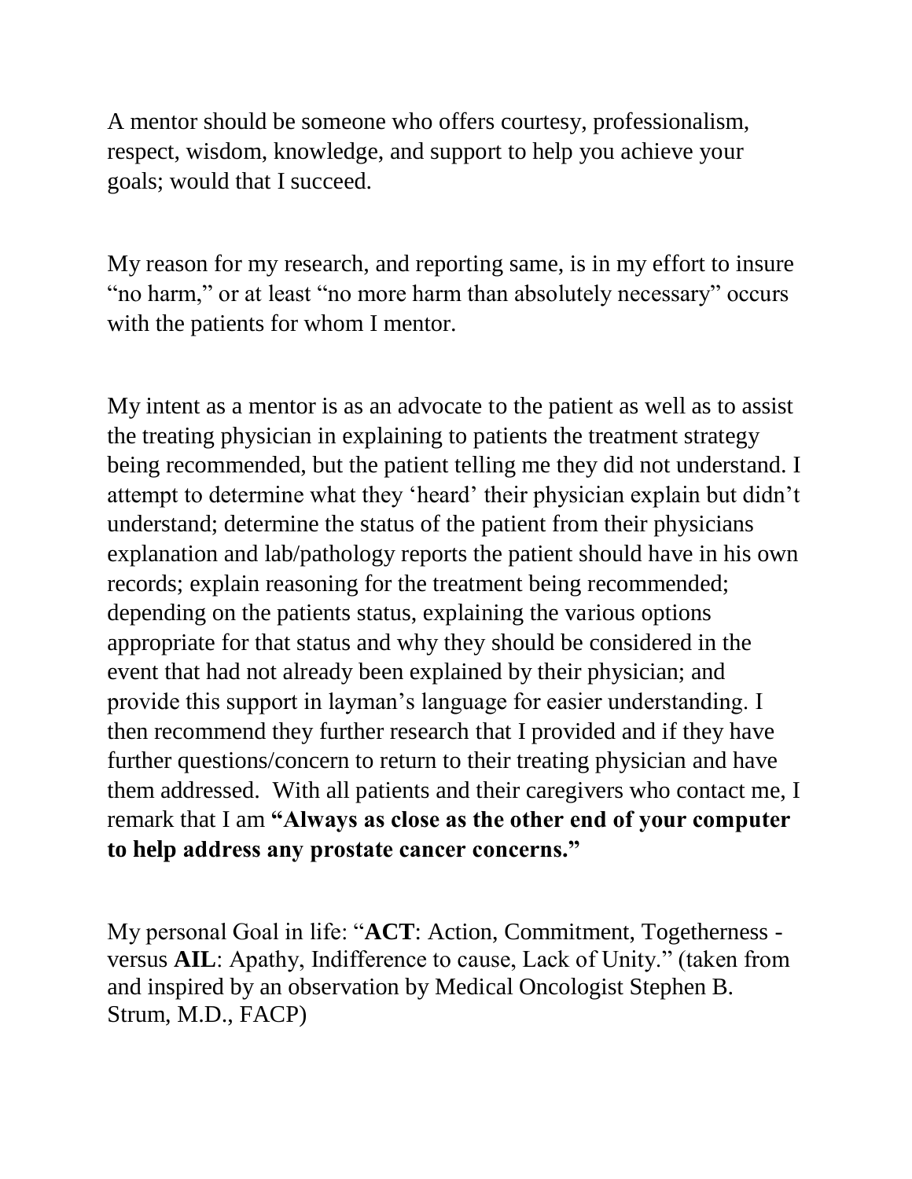A mentor should be someone who offers courtesy, professionalism, respect, wisdom, knowledge, and support to help you achieve your goals; would that I succeed.

My reason for my research, and reporting same, is in my effort to insure "no harm," or at least "no more harm than absolutely necessary" occurs with the patients for whom I mentor.

My intent as a mentor is as an advocate to the patient as well as to assist the treating physician in explaining to patients the treatment strategy being recommended, but the patient telling me they did not understand. I attempt to determine what they 'heard' their physician explain but didn't understand; determine the status of the patient from their physicians explanation and lab/pathology reports the patient should have in his own records; explain reasoning for the treatment being recommended; depending on the patients status, explaining the various options appropriate for that status and why they should be considered in the event that had not already been explained by their physician; and provide this support in layman's language for easier understanding. I then recommend they further research that I provided and if they have further questions/concern to return to their treating physician and have them addressed. With all patients and their caregivers who contact me, I remark that I am **"Always as close as the other end of your computer to help address any prostate cancer concerns."**

My personal Goal in life: "**ACT**: Action, Commitment, Togetherness - versus **AIL**: Apathy, Indifference to cause, Lack of Unity." (taken from and inspired by an observation by Medical Oncologist Stephen B. Strum, M.D., FACP)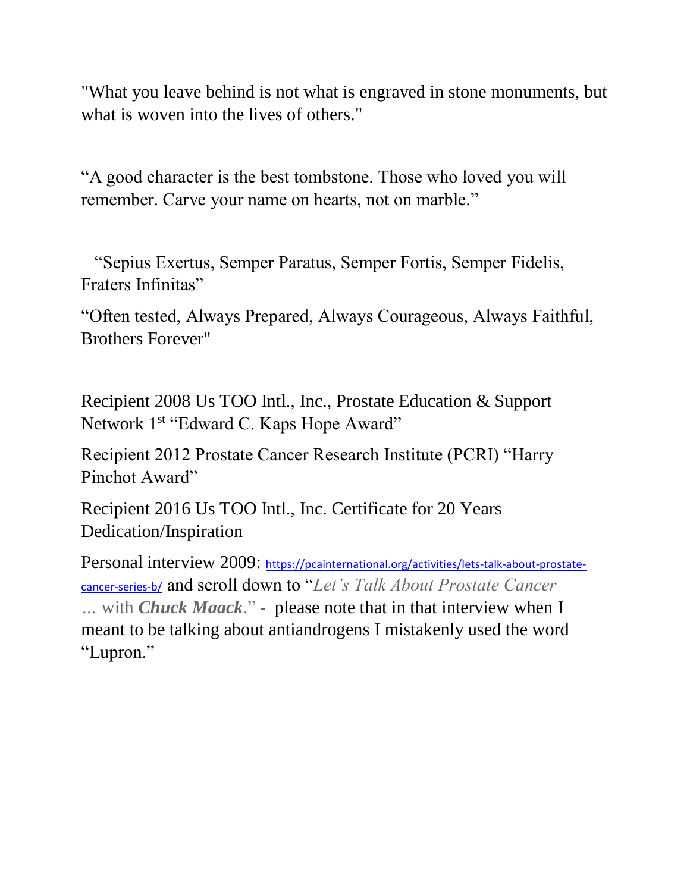"What you leave behind is not what is engraved in stone monuments, but what is woven into the lives of others."

"A good character is the best tombstone. Those who loved you will remember. Carve your name on hearts, not on marble."

"Sepius Exertus, Semper Paratus, Semper Fortis, Semper Fidelis, Fraters Infinitas"

"Often tested, Always Prepared, Always Courageous, Always Faithful, Brothers Forever"

Recipient 2008 Us TOO Intl., Inc., Prostate Education & Support Network 1st "Edward C. Kaps Hope Award"

Recipient 2012 Prostate Cancer Research Institute (PCRI) "Harry Pinchot Award"

Recipient 2016 Us TOO Intl., Inc. Certificate for 20 Years Dedication/Inspiration

Personal interview 2009: https://pcainternational.org/activities/lets-talk-about-prostate-cancer-series-b/ and scroll down to "*Let's Talk About Prostate Cancer ... with **Chuck Maack**.*" - please note that in that interview when I meant to be talking about antiandrogens I mistakenly used the word "Lupron."